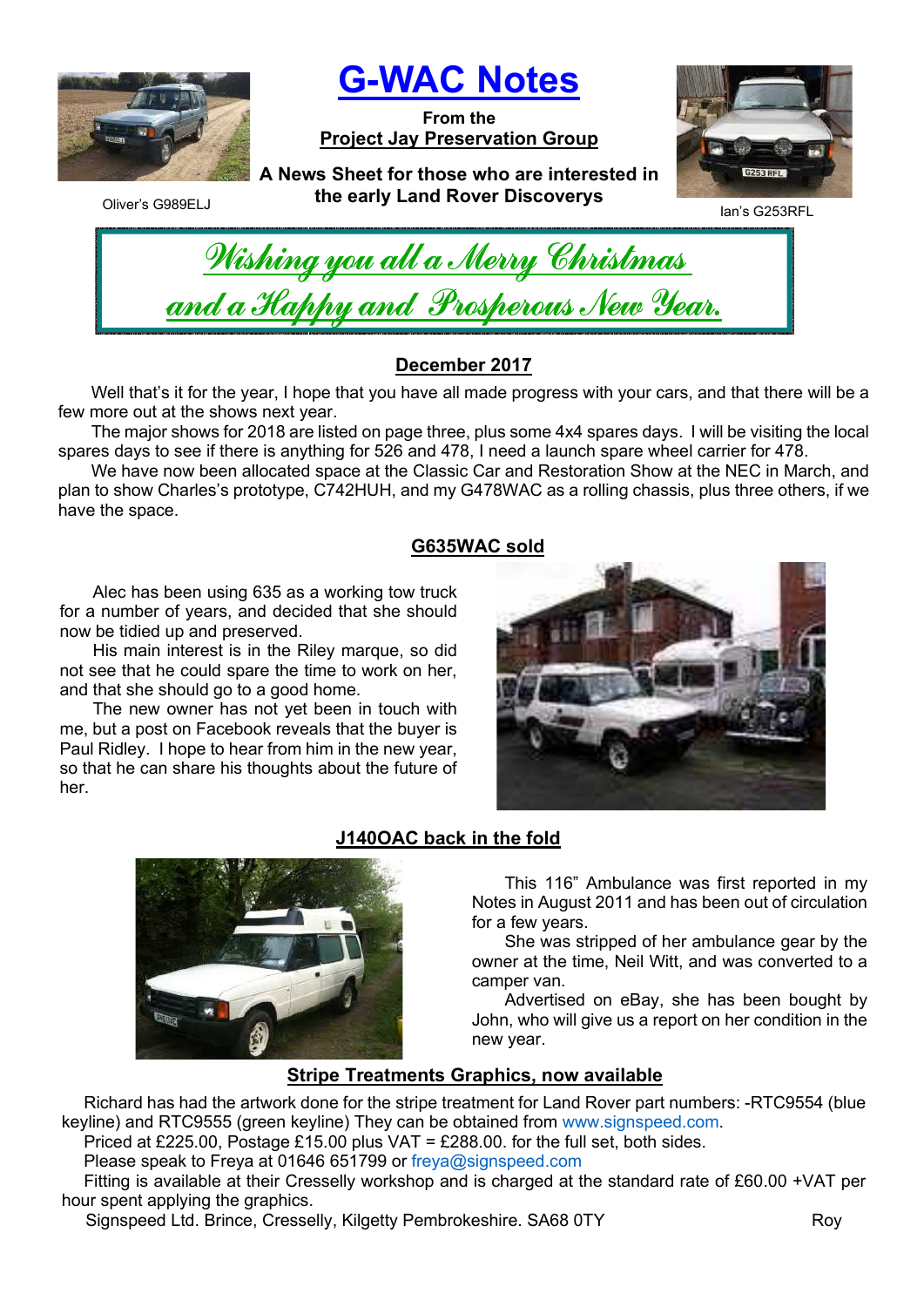Oliver's G989ELJ

# G-WAC Notes

**From the**
**Project Jay Preservation Group**

**A News Sheet for those who are interested in the early Land Rover Discoverys**

Ian's G253RFL

*Wishing you all a Merry Christmas and a Happy and Prosperous New Year.*

## December 2017

Well that's it for the year, I hope that you have all made progress with your cars, and that there will be a few more out at the shows next year.

The major shows for 2018 are listed on page three, plus some 4x4 spares days. I will be visiting the local spares days to see if there is anything for 526 and 478, I need a launch spare wheel carrier for 478.

We have now been allocated space at the Classic Car and Restoration Show at the NEC in March, and plan to show Charles's prototype, C742HUH, and my G478WAC as a rolling chassis, plus three others, if we have the space.

## G635WAC sold

Alec has been using 635 as a working tow truck for a number of years, and decided that she should now be tidied up and preserved.

His main interest is in the Riley marque, so did not see that he could spare the time to work on her, and that she should go to a good home.

The new owner has not yet been in touch with me, but a post on Facebook reveals that the buyer is Paul Ridley. I hope to hear from him in the new year, so that he can share his thoughts about the future of her.

## J140OAC back in the fold

This 116" Ambulance was first reported in my Notes in August 2011 and has been out of circulation for a few years.

She was stripped of her ambulance gear by the owner at the time, Neil Witt, and was converted to a camper van.

Advertised on eBay, she has been bought by John, who will give us a report on her condition in the new year.

## Stripe Treatments Graphics, now available

Richard has had the artwork done for the stripe treatment for Land Rover part numbers: -RTC9554 (blue keyline) and RTC9555 (green keyline) They can be obtained from www.signspeed.com.

Priced at £225.00, Postage £15.00 plus VAT = £288.00. for the full set, both sides.

Please speak to Freya at 01646 651799 or freya@signspeed.com

Fitting is available at their Cresselly workshop and is charged at the standard rate of £60.00 +VAT per hour spent applying the graphics.

Signspeed Ltd. Brince, Cresselly, Kilgetty Pembrokeshire. SA68 0TY

Roy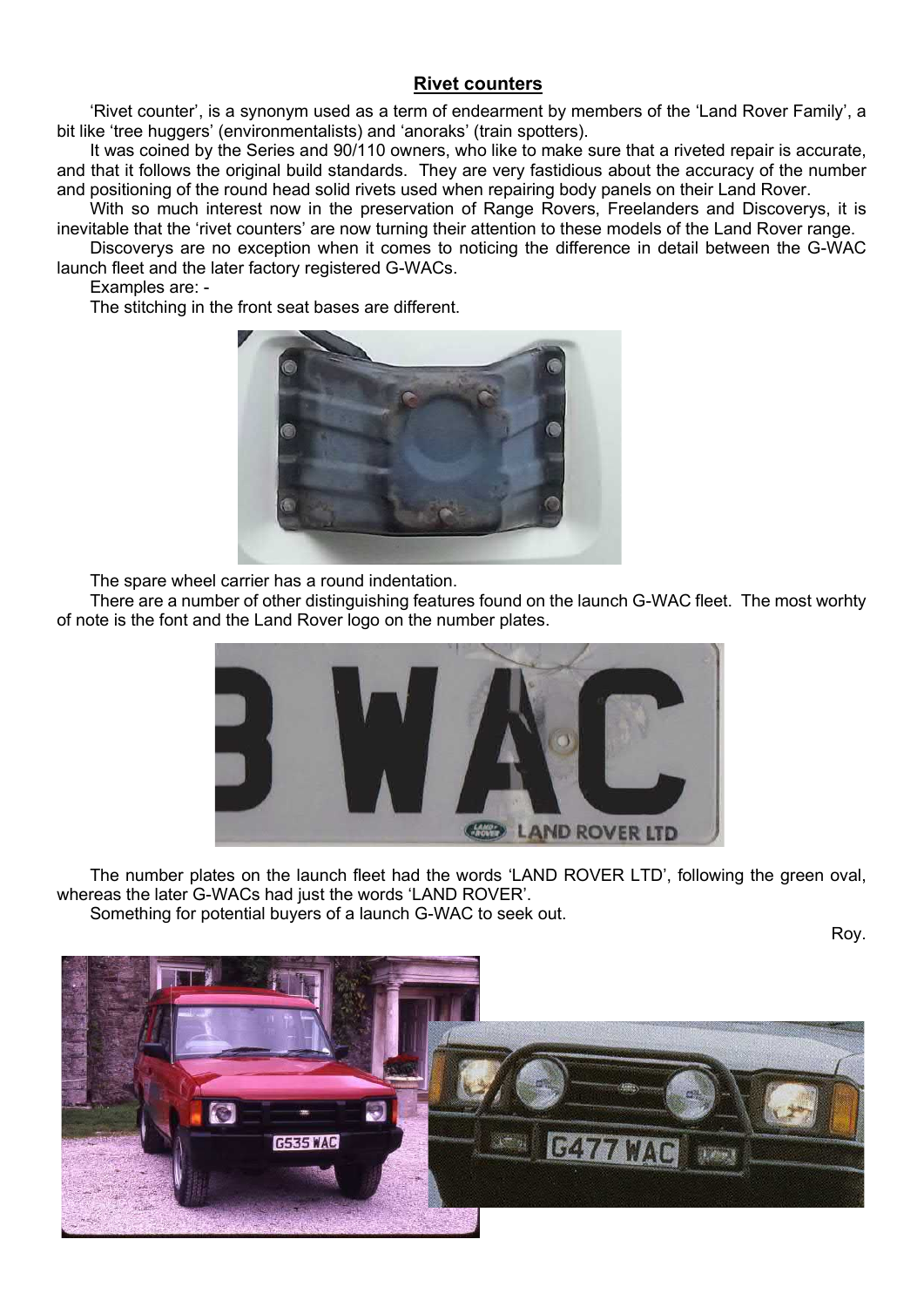## Rivet counters

'Rivet counter', is a synonym used as a term of endearment by members of the 'Land Rover Family', a bit like 'tree huggers' (environmentalists) and 'anoraks' (train spotters).

It was coined by the Series and 90/110 owners, who like to make sure that a riveted repair is accurate, and that it follows the original build standards. They are very fastidious about the accuracy of the number and positioning of the round head solid rivets used when repairing body panels on their Land Rover.

With so much interest now in the preservation of Range Rovers, Freelanders and Discoverys, it is inevitable that the 'rivet counters' are now turning their attention to these models of the Land Rover range.

Discoverys are no exception when it comes to noticing the difference in detail between the G-WAC launch fleet and the later factory registered G-WACs.

Examples are: -

The stitching in the front seat bases are different.

The spare wheel carrier has a round indentation.

There are a number of other distinguishing features found on the launch G-WAC fleet. The most worhty of note is the font and the Land Rover logo on the number plates.

The number plates on the launch fleet had the words 'LAND ROVER LTD', following the green oval, whereas the later G-WACs had just the words 'LAND ROVER'.

Something for potential buyers of a launch G-WAC to seek out.

Roy.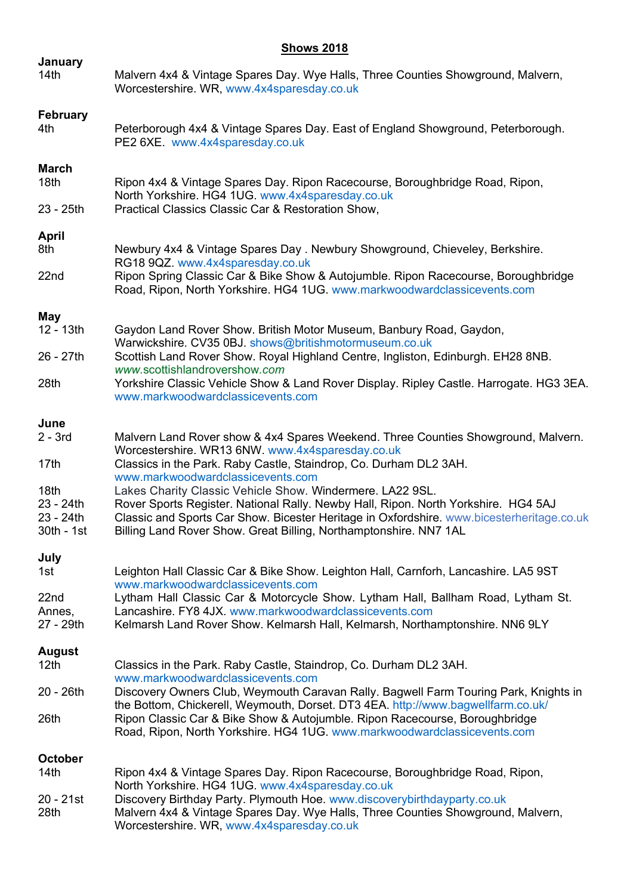**Shows 2018**

**January**

14th — Malvern 4x4 & Vintage Spares Day. Wye Halls, Three Counties Showground, Malvern, Worcestershire. WR, www.4x4sparesday.co.uk

**February**

4th — Peterborough 4x4 & Vintage Spares Day. East of England Showground, Peterborough. PE2 6XE. www.4x4sparesday.co.uk

**March**

18th — Ripon 4x4 & Vintage Spares Day. Ripon Racecourse, Boroughbridge Road, Ripon, North Yorkshire. HG4 1UG. www.4x4sparesday.co.uk

23 - 25th — Practical Classics Classic Car & Restoration Show,

**April**

8th — Newbury 4x4 & Vintage Spares Day . Newbury Showground, Chieveley, Berkshire. RG18 9QZ. www.4x4sparesday.co.uk

22nd — Ripon Spring Classic Car & Bike Show & Autojumble. Ripon Racecourse, Boroughbridge Road, Ripon, North Yorkshire. HG4 1UG. www.markwoodwardclassicevents.com

**May**

12 - 13th — Gaydon Land Rover Show. British Motor Museum, Banbury Road, Gaydon, Warwickshire. CV35 0BJ. shows@britishmotormuseum.co.uk

26 - 27th — Scottish Land Rover Show. Royal Highland Centre, Ingliston, Edinburgh. EH28 8NB. *www.*scottishlandrovershow*.com*

28th — Yorkshire Classic Vehicle Show & Land Rover Display. Ripley Castle. Harrogate. HG3 3EA. www.markwoodwardclassicevents.com

**June**

2 - 3rd — Malvern Land Rover show & 4x4 Spares Weekend. Three Counties Showground, Malvern. Worcestershire. WR13 6NW. www.4x4sparesday.co.uk

17th — Classics in the Park. Raby Castle, Staindrop, Co. Durham DL2 3AH. www.markwoodwardclassicevents.com

18th — Lakes Charity Classic Vehicle Show. Windermere. LA22 9SL.

23 - 24th — Rover Sports Register. National Rally. Newby Hall, Ripon. North Yorkshire. HG4 5AJ

23 - 24th — Classic and Sports Car Show. Bicester Heritage in Oxfordshire. www.bicesterheritage.co.uk

30th - 1st — Billing Land Rover Show. Great Billing, Northamptonshire. NN7 1AL

**July**

1st — Leighton Hall Classic Car & Bike Show. Leighton Hall, Carnforh, Lancashire. LA5 9ST www.markwoodwardclassicevents.com

22nd — Lytham Hall Classic Car & Motorcycle Show. Lytham Hall, Ballham Road, Lytham St. Annes, Lancashire. FY8 4JX. www.markwoodwardclassicevents.com

27 - 29th — Kelmarsh Land Rover Show. Kelmarsh Hall, Kelmarsh, Northamptonshire. NN6 9LY

**August**

12th — Classics in the Park. Raby Castle, Staindrop, Co. Durham DL2 3AH. www.markwoodwardclassicevents.com

20 - 26th — Discovery Owners Club, Weymouth Caravan Rally. Bagwell Farm Touring Park, Knights in the Bottom, Chickerell, Weymouth, Dorset. DT3 4EA. http://www.bagwellfarm.co.uk/

26th — Ripon Classic Car & Bike Show & Autojumble. Ripon Racecourse, Boroughbridge Road, Ripon, North Yorkshire. HG4 1UG. www.markwoodwardclassicevents.com

**October**

14th — Ripon 4x4 & Vintage Spares Day. Ripon Racecourse, Boroughbridge Road, Ripon, North Yorkshire. HG4 1UG. www.4x4sparesday.co.uk

20 - 21st — Discovery Birthday Party. Plymouth Hoe. www.discoverybirthdayparty.co.uk

28th — Malvern 4x4 & Vintage Spares Day. Wye Halls, Three Counties Showground, Malvern, Worcestershire. WR, www.4x4sparesday.co.uk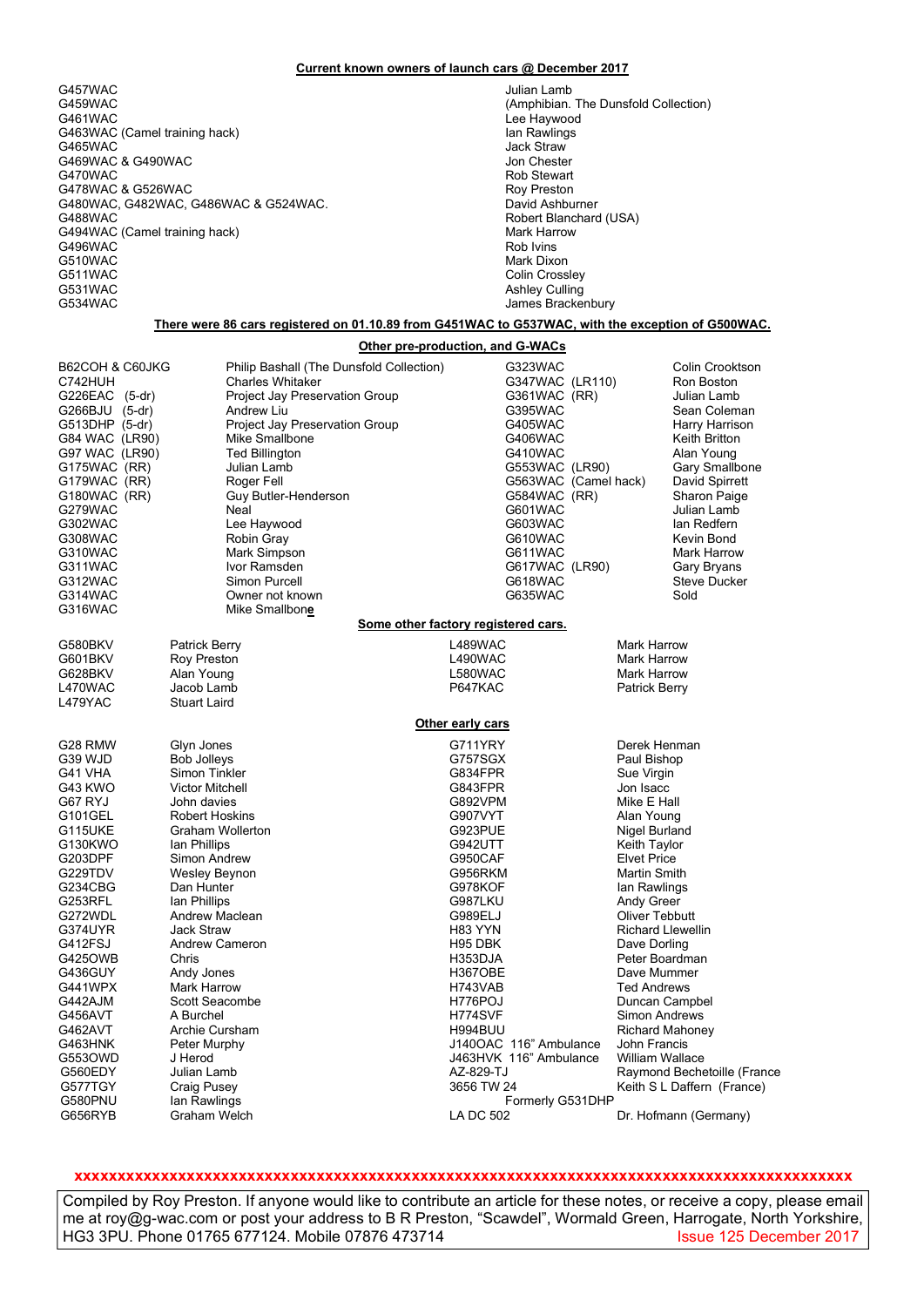**Current known owners of launch cars @ December 2017**

| | |
|---|---|
| G457WAC | Julian Lamb |
| G459WAC | (Amphibian. The Dunsfold Collection) |
| G461WAC | Lee Haywood |
| G463WAC (Camel training hack) | Ian Rawlings |
| G465WAC | Jack Straw |
| G469WAC & G490WAC | Jon Chester |
| G470WAC | Rob Stewart |
| G478WAC & G526WAC | Roy Preston |
| G480WAC, G482WAC, G486WAC & G524WAC. | David Ashburner |
| G488WAC | Robert Blanchard (USA) |
| G494WAC (Camel training hack) | Mark Harrow |
| G496WAC | Rob Ivins |
| G510WAC | Mark Dixon |
| G511WAC | Colin Crossley |
| G531WAC | Ashley Culling |
| G534WAC | James Brackenbury |

**There were 86 cars registered on 01.10.89 from G451WAC to G537WAC, with the exception of G500WAC.**

**Other pre-production, and G-WACs**

| | | | |
|---|---|---|---|
| B62COH & C60JKG | Philip Bashall (The Dunsfold Collection) | G323WAC | Colin Crookston |
| C742HUH | Charles Whitaker | G347WAC (LR110) | Ron Boston |
| G226EAC (5-dr) | Project Jay Preservation Group | G361WAC (RR) | Julian Lamb |
| G266BJU (5-dr) | Andrew Liu | G395WAC | Sean Coleman |
| G513DHP (5-dr) | Project Jay Preservation Group | G405WAC | Harry Harrison |
| G84 WAC (LR90) | Mike Smallbone | G406WAC | Keith Britton |
| G97 WAC (LR90) | Ted Billington | G410WAC | Alan Young |
| G175WAC (RR) | Julian Lamb | G553WAC (LR90) | Gary Smallbone |
| G179WAC (RR) | Roger Fell | G563WAC (Camel hack) | David Spirrett |
| G180WAC (RR) | Guy Butler-Henderson | G584WAC (RR) | Sharon Paige |
| G279WAC | Neal | G601WAC | Julian Lamb |
| G302WAC | Lee Haywood | G603WAC | Ian Redfern |
| G308WAC | Robin Gray | G610WAC | Kevin Bond |
| G310WAC | Mark Simpson | G611WAC | Mark Harrow |
| G311WAC | Ivor Ramsden | G617WAC (LR90) | Gary Bryans |
| G312WAC | Simon Purcell | G618WAC | Steve Ducker |
| G314WAC | Owner not known | G635WAC | Sold |
| G316WAC | Mike Smallbone | | |

**Some other factory registered cars.**

| | | | |
|---|---|---|---|
| G580BKV | Patrick Berry | L489WAC | Mark Harrow |
| G601BKV | Roy Preston | L490WAC | Mark Harrow |
| G628BKV | Alan Young | L580WAC | Mark Harrow |
| L470WAC | Jacob Lamb | P647KAC | Patrick Berry |
| L479YAC | Stuart Laird | | |

**Other early cars**

| | | | |
|---|---|---|---|
| G28 RMW | Glyn Jones | G711YRY | Derek Henman |
| G39 WJD | Bob Jolleys | G757SGX | Paul Bishop |
| G41 VHA | Simon Tinkler | G834FPR | Sue Virgin |
| G43 KWO | Victor Mitchell | G843FPR | Jon Isacc |
| G67 RYJ | John davies | G892VPM | Mike E Hall |
| G101GEL | Robert Hoskins | G907VYT | Alan Young |
| G115UKE | Graham Wollerton | G923PUE | Nigel Burland |
| G130KWO | Ian Phillips | G942UTT | Keith Taylor |
| G203DPF | Simon Andrew | G950CAF | Elvet Price |
| G229TDV | Wesley Beynon | G956RKM | Martin Smith |
| G234CBG | Dan Hunter | G978KOF | Ian Rawlings |
| G253RFL | Ian Phillips | G987LKU | Andy Greer |
| G272WDL | Andrew Maclean | G989ELJ | Oliver Tebbutt |
| G374UYR | Jack Straw | H83 YYN | Richard Llewellin |
| G412FSJ | Andrew Cameron | H95 DBK | Dave Dorling |
| G425OWB | Chris | H353DJA | Peter Boardman |
| G436GUY | Andy Jones | H367OBE | Dave Mummer |
| G441WPX | Mark Harrow | H743VAB | Ted Andrews |
| G442AJM | Scott Seacombe | H776POJ | Duncan Campbel |
| G456AVT | A Burchel | H774SVF | Simon Andrews |
| G462AVT | Archie Cursham | H994BUU | Richard Mahoney |
| G463HNK | Peter Murphy | J140OAC 116" Ambulance | John Francis |
| G553OWD | J Herod | J463HVK 116" Ambulance | William Wallace |
| G560EDY | Julian Lamb | AZ-829-TJ | Raymond Bechetoille (France |
| G577TGY | Craig Pusey | 3656 TW 24 | Keith S L Daffern (France) |
| G580PNU | Ian Rawlings | Formerly G531DHP | |
| G656RYB | Graham Welch | LA DC 502 | Dr. Hofmann (Germany) |

xxxxxxxxxxxxxxxxxxxxxxxxxxxxxxxxxxxxxxxxxxxxxxxxxxxxxxxxxxxxxxxxxxxxxxxxxxxxxxxxxxxxxxxxxx

Compiled by Roy Preston. If anyone would like to contribute an article for these notes, or receive a copy, please email me at roy@g-wac.com or post your address to B R Preston, "Scawdel", Wormald Green, Harrogate, North Yorkshire, HG3 3PU. Phone 01765 677124. Mobile 07876 473714 Issue 125 December 2017